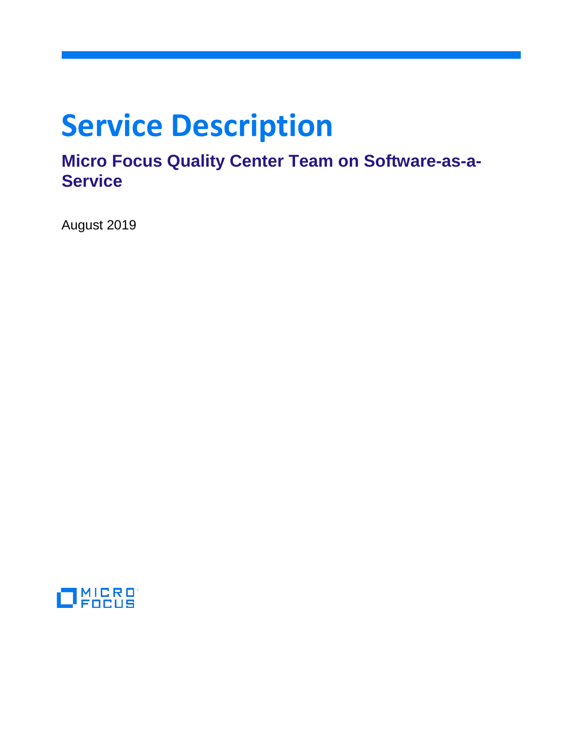# Service Description

## Micro Focus Quality Center Team on Software-as-a-Service

August 2019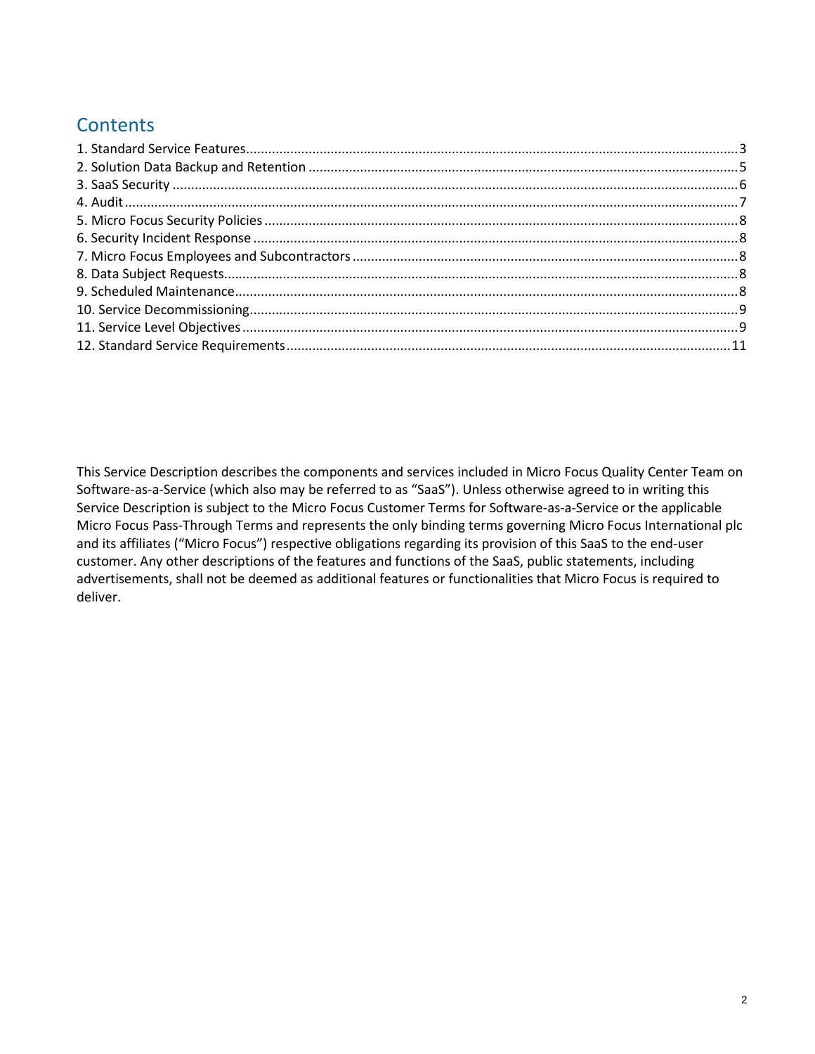## Contents

1. Standard Service Features....3
2. Solution Data Backup and Retention....5
3. SaaS Security....6
4. Audit....7
5. Micro Focus Security Policies....8
6. Security Incident Response....8
7. Micro Focus Employees and Subcontractors....8
8. Data Subject Requests....8
9. Scheduled Maintenance....8
10. Service Decommissioning....9
11. Service Level Objectives....9
12. Standard Service Requirements....11

This Service Description describes the components and services included in Micro Focus Quality Center Team on Software-as-a-Service (which also may be referred to as "SaaS"). Unless otherwise agreed to in writing this Service Description is subject to the Micro Focus Customer Terms for Software-as-a-Service or the applicable Micro Focus Pass-Through Terms and represents the only binding terms governing Micro Focus International plc and its affiliates ("Micro Focus") respective obligations regarding its provision of this SaaS to the end-user customer. Any other descriptions of the features and functions of the SaaS, public statements, including advertisements, shall not be deemed as additional features or functionalities that Micro Focus is required to deliver.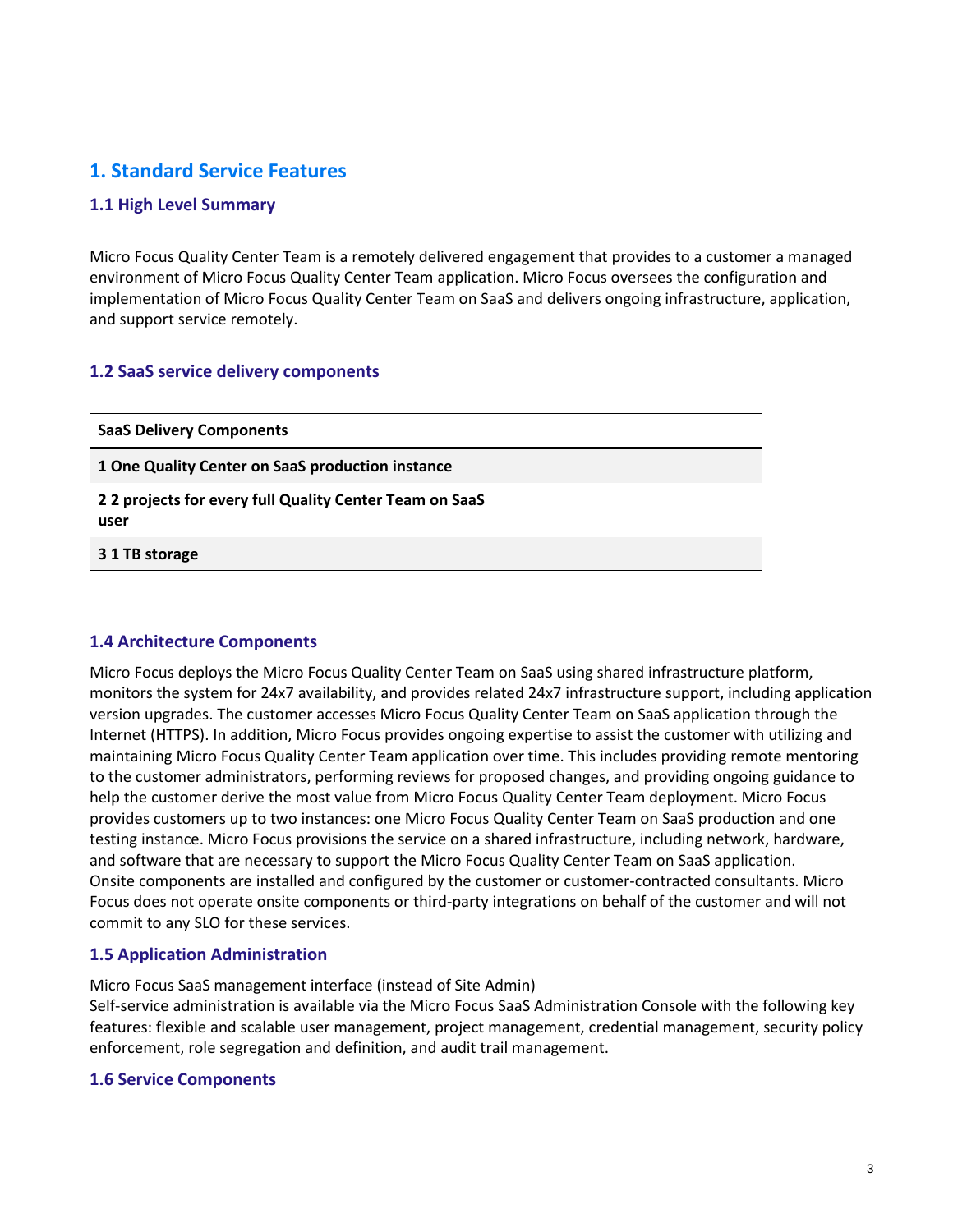# 1. Standard Service Features

## 1.1 High Level Summary

Micro Focus Quality Center Team is a remotely delivered engagement that provides to a customer a managed environment of Micro Focus Quality Center Team application. Micro Focus oversees the configuration and implementation of Micro Focus Quality Center Team on SaaS and delivers ongoing infrastructure, application, and support service remotely.

## 1.2 SaaS service delivery components

| SaaS Delivery Components |
|---|
| **1 One Quality Center on SaaS production instance** |
| **2 2 projects for every full Quality Center Team on SaaS user** |
| **3 1 TB storage** |

## 1.4 Architecture Components

Micro Focus deploys the Micro Focus Quality Center Team on SaaS using shared infrastructure platform, monitors the system for 24x7 availability, and provides related 24x7 infrastructure support, including application version upgrades. The customer accesses Micro Focus Quality Center Team on SaaS application through the Internet (HTTPS). In addition, Micro Focus provides ongoing expertise to assist the customer with utilizing and maintaining Micro Focus Quality Center Team application over time. This includes providing remote mentoring to the customer administrators, performing reviews for proposed changes, and providing ongoing guidance to help the customer derive the most value from Micro Focus Quality Center Team deployment. Micro Focus provides customers up to two instances: one Micro Focus Quality Center Team on SaaS production and one testing instance. Micro Focus provisions the service on a shared infrastructure, including network, hardware, and software that are necessary to support the Micro Focus Quality Center Team on SaaS application. Onsite components are installed and configured by the customer or customer-contracted consultants. Micro Focus does not operate onsite components or third-party integrations on behalf of the customer and will not commit to any SLO for these services.

## 1.5 Application Administration

Micro Focus SaaS management interface (instead of Site Admin)
Self-service administration is available via the Micro Focus SaaS Administration Console with the following key features: flexible and scalable user management, project management, credential management, security policy enforcement, role segregation and definition, and audit trail management.

## 1.6 Service Components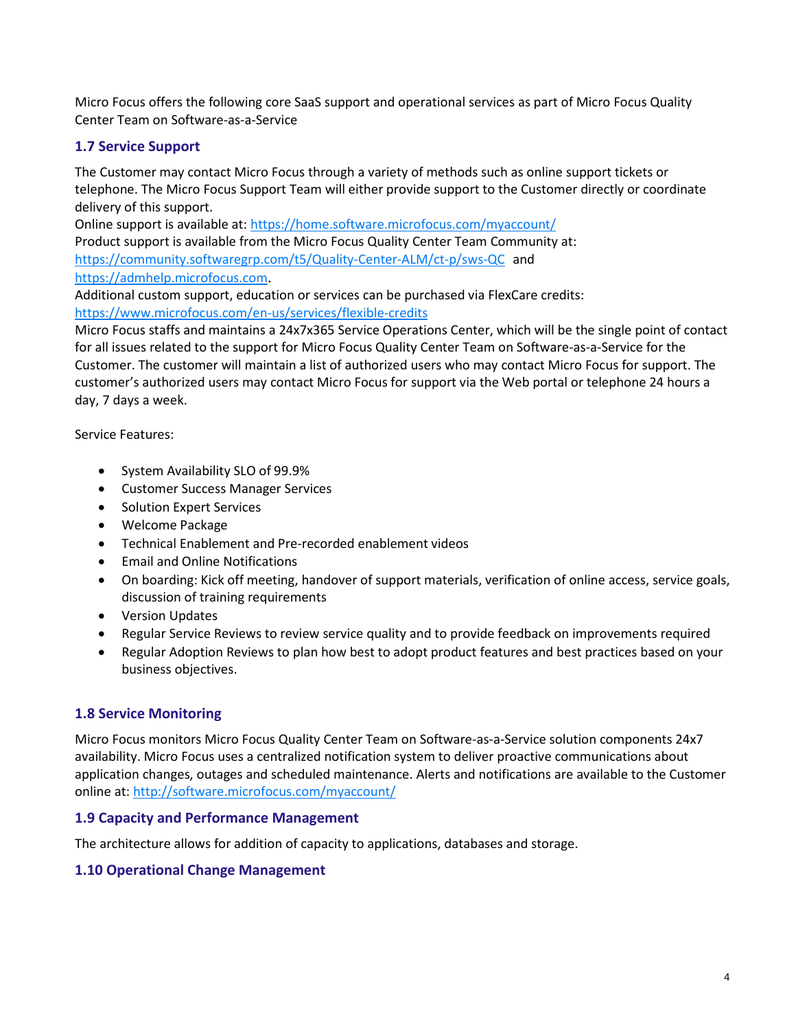Micro Focus offers the following core SaaS support and operational services as part of Micro Focus Quality Center Team on Software-as-a-Service

### 1.7 Service Support

The Customer may contact Micro Focus through a variety of methods such as online support tickets or telephone. The Micro Focus Support Team will either provide support to the Customer directly or coordinate delivery of this support.
Online support is available at: https://home.software.microfocus.com/myaccount/
Product support is available from the Micro Focus Quality Center Team Community at: https://community.softwaregrp.com/t5/Quality-Center-ALM/ct-p/sws-QC and https://admhelp.microfocus.com.
Additional custom support, education or services can be purchased via FlexCare credits: https://www.microfocus.com/en-us/services/flexible-credits
Micro Focus staffs and maintains a 24x7x365 Service Operations Center, which will be the single point of contact for all issues related to the support for Micro Focus Quality Center Team on Software-as-a-Service for the Customer. The customer will maintain a list of authorized users who may contact Micro Focus for support. The customer's authorized users may contact Micro Focus for support via the Web portal or telephone 24 hours a day, 7 days a week.

Service Features:

- System Availability SLO of 99.9%
- Customer Success Manager Services
- Solution Expert Services
- Welcome Package
- Technical Enablement and Pre-recorded enablement videos
- Email and Online Notifications
- On boarding: Kick off meeting, handover of support materials, verification of online access, service goals, discussion of training requirements
- Version Updates
- Regular Service Reviews to review service quality and to provide feedback on improvements required
- Regular Adoption Reviews to plan how best to adopt product features and best practices based on your business objectives.

### 1.8 Service Monitoring

Micro Focus monitors Micro Focus Quality Center Team on Software-as-a-Service solution components 24x7 availability. Micro Focus uses a centralized notification system to deliver proactive communications about application changes, outages and scheduled maintenance. Alerts and notifications are available to the Customer online at: http://software.microfocus.com/myaccount/

### 1.9 Capacity and Performance Management

The architecture allows for addition of capacity to applications, databases and storage.

### 1.10 Operational Change Management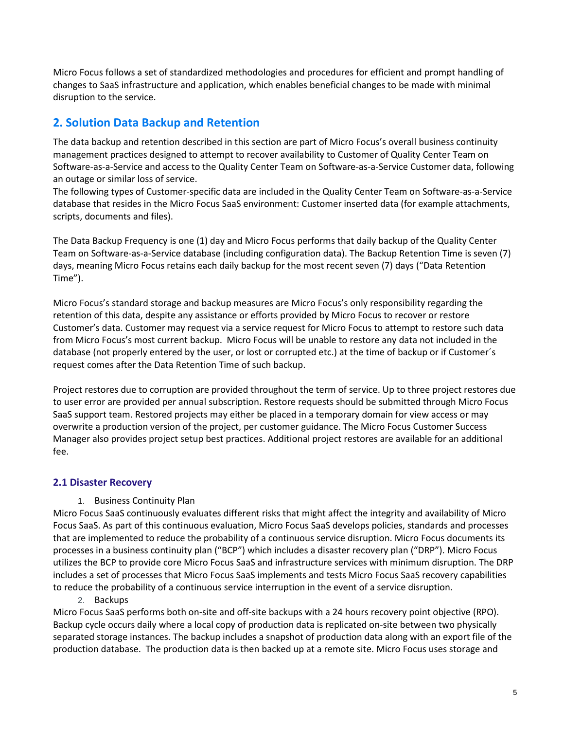Micro Focus follows a set of standardized methodologies and procedures for efficient and prompt handling of changes to SaaS infrastructure and application, which enables beneficial changes to be made with minimal disruption to the service.

## 2. Solution Data Backup and Retention

The data backup and retention described in this section are part of Micro Focus's overall business continuity management practices designed to attempt to recover availability to Customer of Quality Center Team on Software-as-a-Service and access to the Quality Center Team on Software-as-a-Service Customer data, following an outage or similar loss of service.
The following types of Customer-specific data are included in the Quality Center Team on Software-as-a-Service database that resides in the Micro Focus SaaS environment: Customer inserted data (for example attachments, scripts, documents and files).

The Data Backup Frequency is one (1) day and Micro Focus performs that daily backup of the Quality Center Team on Software-as-a-Service database (including configuration data). The Backup Retention Time is seven (7) days, meaning Micro Focus retains each daily backup for the most recent seven (7) days ("Data Retention Time").

Micro Focus's standard storage and backup measures are Micro Focus's only responsibility regarding the retention of this data, despite any assistance or efforts provided by Micro Focus to recover or restore Customer's data. Customer may request via a service request for Micro Focus to attempt to restore such data from Micro Focus's most current backup. Micro Focus will be unable to restore any data not included in the database (not properly entered by the user, or lost or corrupted etc.) at the time of backup or if Customer´s request comes after the Data Retention Time of such backup.

Project restores due to corruption are provided throughout the term of service. Up to three project restores due to user error are provided per annual subscription. Restore requests should be submitted through Micro Focus SaaS support team. Restored projects may either be placed in a temporary domain for view access or may overwrite a production version of the project, per customer guidance. The Micro Focus Customer Success Manager also provides project setup best practices. Additional project restores are available for an additional fee.

### 2.1 Disaster Recovery

1. Business Continuity Plan

Micro Focus SaaS continuously evaluates different risks that might affect the integrity and availability of Micro Focus SaaS. As part of this continuous evaluation, Micro Focus SaaS develops policies, standards and processes that are implemented to reduce the probability of a continuous service disruption. Micro Focus documents its processes in a business continuity plan ("BCP") which includes a disaster recovery plan ("DRP"). Micro Focus utilizes the BCP to provide core Micro Focus SaaS and infrastructure services with minimum disruption. The DRP includes a set of processes that Micro Focus SaaS implements and tests Micro Focus SaaS recovery capabilities to reduce the probability of a continuous service interruption in the event of a service disruption.

2. Backups

Micro Focus SaaS performs both on-site and off-site backups with a 24 hours recovery point objective (RPO). Backup cycle occurs daily where a local copy of production data is replicated on-site between two physically separated storage instances. The backup includes a snapshot of production data along with an export file of the production database. The production data is then backed up at a remote site. Micro Focus uses storage and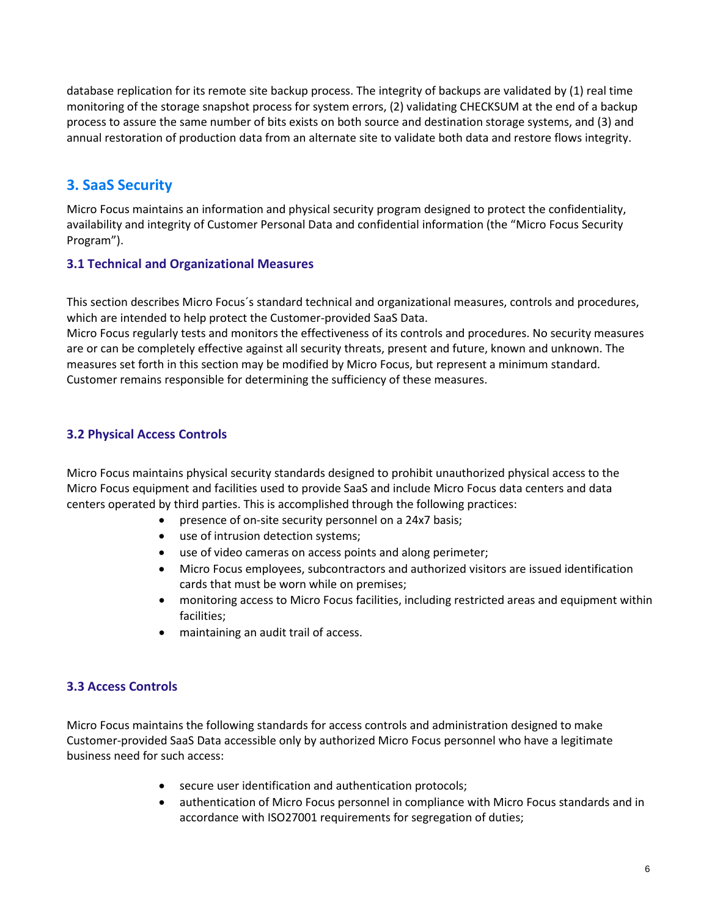database replication for its remote site backup process. The integrity of backups are validated by (1) real time monitoring of the storage snapshot process for system errors, (2) validating CHECKSUM at the end of a backup process to assure the same number of bits exists on both source and destination storage systems, and (3) and annual restoration of production data from an alternate site to validate both data and restore flows integrity.

## 3. SaaS Security

Micro Focus maintains an information and physical security program designed to protect the confidentiality, availability and integrity of Customer Personal Data and confidential information (the "Micro Focus Security Program").

### 3.1 Technical and Organizational Measures

This section describes Micro Focus´s standard technical and organizational measures, controls and procedures, which are intended to help protect the Customer-provided SaaS Data.

Micro Focus regularly tests and monitors the effectiveness of its controls and procedures. No security measures are or can be completely effective against all security threats, present and future, known and unknown. The measures set forth in this section may be modified by Micro Focus, but represent a minimum standard. Customer remains responsible for determining the sufficiency of these measures.

### 3.2 Physical Access Controls

Micro Focus maintains physical security standards designed to prohibit unauthorized physical access to the Micro Focus equipment and facilities used to provide SaaS and include Micro Focus data centers and data centers operated by third parties. This is accomplished through the following practices:

- presence of on-site security personnel on a 24x7 basis;
- use of intrusion detection systems;
- use of video cameras on access points and along perimeter;
- Micro Focus employees, subcontractors and authorized visitors are issued identification cards that must be worn while on premises;
- monitoring access to Micro Focus facilities, including restricted areas and equipment within facilities;
- maintaining an audit trail of access.

### 3.3 Access Controls

Micro Focus maintains the following standards for access controls and administration designed to make Customer-provided SaaS Data accessible only by authorized Micro Focus personnel who have a legitimate business need for such access:

- secure user identification and authentication protocols;
- authentication of Micro Focus personnel in compliance with Micro Focus standards and in accordance with ISO27001 requirements for segregation of duties;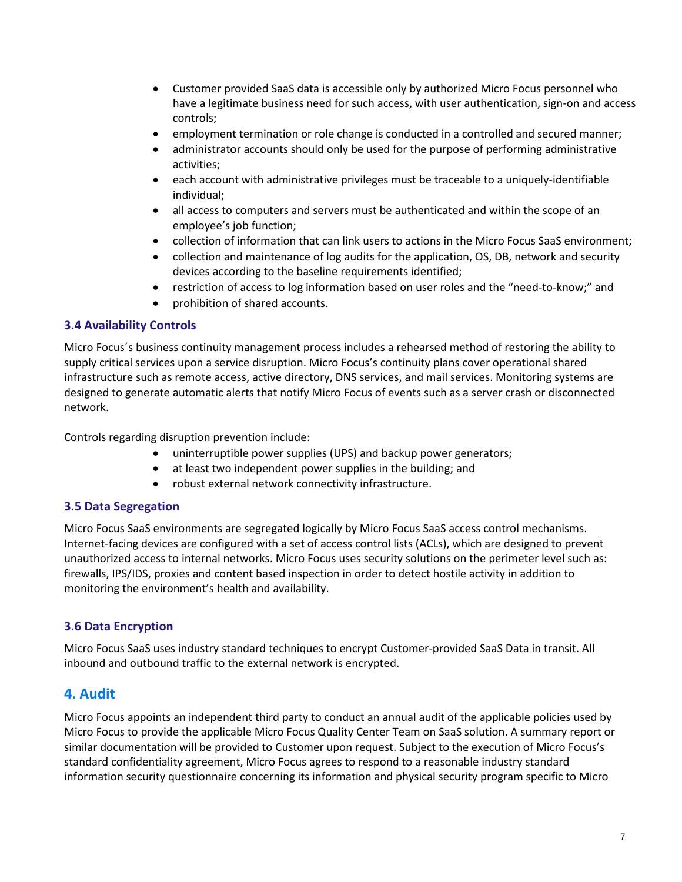- Customer provided SaaS data is accessible only by authorized Micro Focus personnel who have a legitimate business need for such access, with user authentication, sign-on and access controls;
- employment termination or role change is conducted in a controlled and secured manner;
- administrator accounts should only be used for the purpose of performing administrative activities;
- each account with administrative privileges must be traceable to a uniquely-identifiable individual;
- all access to computers and servers must be authenticated and within the scope of an employee's job function;
- collection of information that can link users to actions in the Micro Focus SaaS environment;
- collection and maintenance of log audits for the application, OS, DB, network and security devices according to the baseline requirements identified;
- restriction of access to log information based on user roles and the "need-to-know;" and
- prohibition of shared accounts.

### 3.4 Availability Controls

Micro Focus´s business continuity management process includes a rehearsed method of restoring the ability to supply critical services upon a service disruption. Micro Focus's continuity plans cover operational shared infrastructure such as remote access, active directory, DNS services, and mail services. Monitoring systems are designed to generate automatic alerts that notify Micro Focus of events such as a server crash or disconnected network.

Controls regarding disruption prevention include:

- uninterruptible power supplies (UPS) and backup power generators;
- at least two independent power supplies in the building; and
- robust external network connectivity infrastructure.

### 3.5 Data Segregation

Micro Focus SaaS environments are segregated logically by Micro Focus SaaS access control mechanisms. Internet-facing devices are configured with a set of access control lists (ACLs), which are designed to prevent unauthorized access to internal networks. Micro Focus uses security solutions on the perimeter level such as: firewalls, IPS/IDS, proxies and content based inspection in order to detect hostile activity in addition to monitoring the environment's health and availability.

### 3.6 Data Encryption

Micro Focus SaaS uses industry standard techniques to encrypt Customer-provided SaaS Data in transit. All inbound and outbound traffic to the external network is encrypted.

## 4. Audit

Micro Focus appoints an independent third party to conduct an annual audit of the applicable policies used by Micro Focus to provide the applicable Micro Focus Quality Center Team on SaaS solution. A summary report or similar documentation will be provided to Customer upon request. Subject to the execution of Micro Focus's standard confidentiality agreement, Micro Focus agrees to respond to a reasonable industry standard information security questionnaire concerning its information and physical security program specific to Micro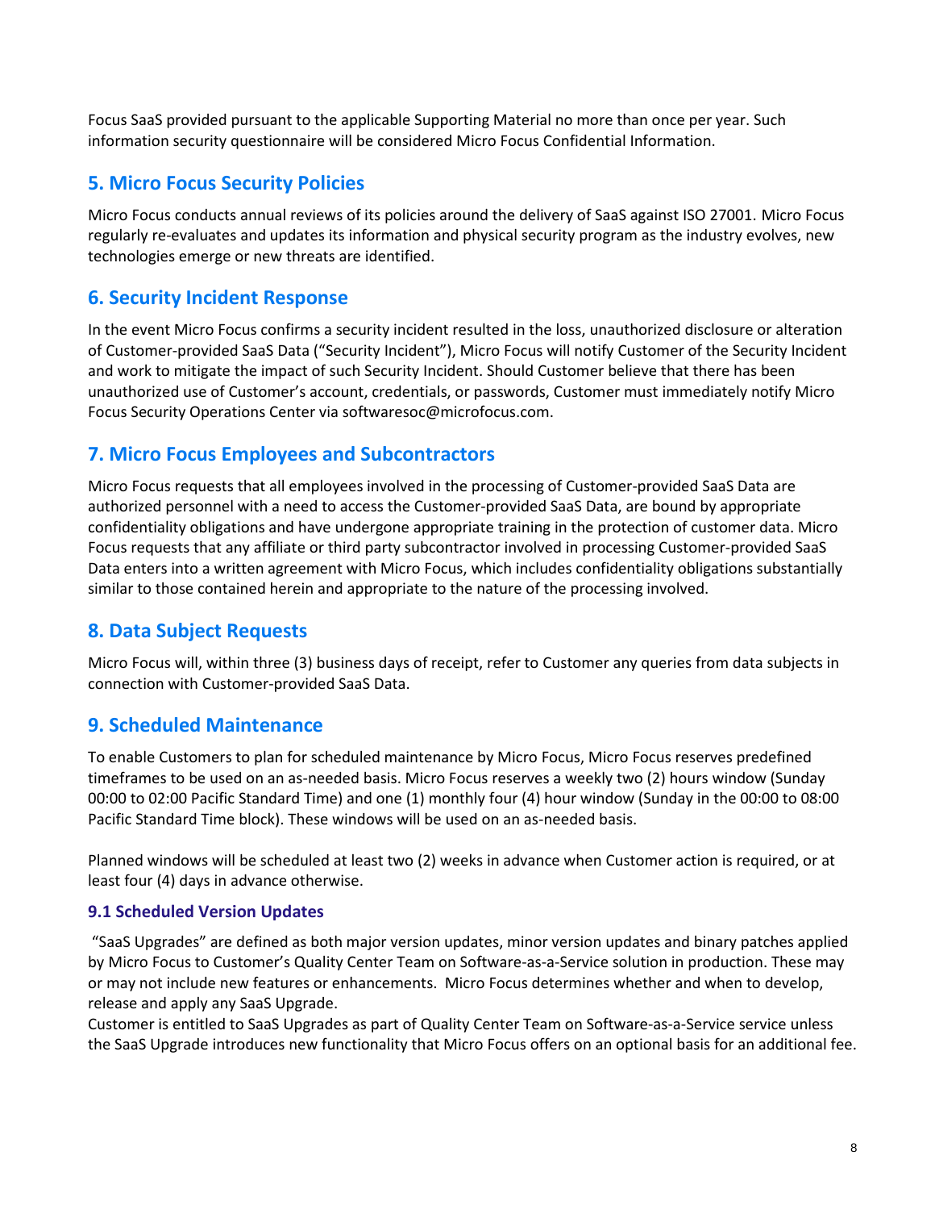Focus SaaS provided pursuant to the applicable Supporting Material no more than once per year. Such information security questionnaire will be considered Micro Focus Confidential Information.

## 5. Micro Focus Security Policies

Micro Focus conducts annual reviews of its policies around the delivery of SaaS against ISO 27001. Micro Focus regularly re-evaluates and updates its information and physical security program as the industry evolves, new technologies emerge or new threats are identified.

## 6. Security Incident Response

In the event Micro Focus confirms a security incident resulted in the loss, unauthorized disclosure or alteration of Customer-provided SaaS Data ("Security Incident"), Micro Focus will notify Customer of the Security Incident and work to mitigate the impact of such Security Incident. Should Customer believe that there has been unauthorized use of Customer's account, credentials, or passwords, Customer must immediately notify Micro Focus Security Operations Center via softwaresoc@microfocus.com.

## 7. Micro Focus Employees and Subcontractors

Micro Focus requests that all employees involved in the processing of Customer-provided SaaS Data are authorized personnel with a need to access the Customer-provided SaaS Data, are bound by appropriate confidentiality obligations and have undergone appropriate training in the protection of customer data. Micro Focus requests that any affiliate or third party subcontractor involved in processing Customer-provided SaaS Data enters into a written agreement with Micro Focus, which includes confidentiality obligations substantially similar to those contained herein and appropriate to the nature of the processing involved.

## 8. Data Subject Requests

Micro Focus will, within three (3) business days of receipt, refer to Customer any queries from data subjects in connection with Customer-provided SaaS Data.

## 9. Scheduled Maintenance

To enable Customers to plan for scheduled maintenance by Micro Focus, Micro Focus reserves predefined timeframes to be used on an as-needed basis. Micro Focus reserves a weekly two (2) hours window (Sunday 00:00 to 02:00 Pacific Standard Time) and one (1) monthly four (4) hour window (Sunday in the 00:00 to 08:00 Pacific Standard Time block). These windows will be used on an as-needed basis.

Planned windows will be scheduled at least two (2) weeks in advance when Customer action is required, or at least four (4) days in advance otherwise.

### 9.1 Scheduled Version Updates

"SaaS Upgrades" are defined as both major version updates, minor version updates and binary patches applied by Micro Focus to Customer's Quality Center Team on Software-as-a-Service solution in production. These may or may not include new features or enhancements. Micro Focus determines whether and when to develop, release and apply any SaaS Upgrade.
Customer is entitled to SaaS Upgrades as part of Quality Center Team on Software-as-a-Service service unless the SaaS Upgrade introduces new functionality that Micro Focus offers on an optional basis for an additional fee.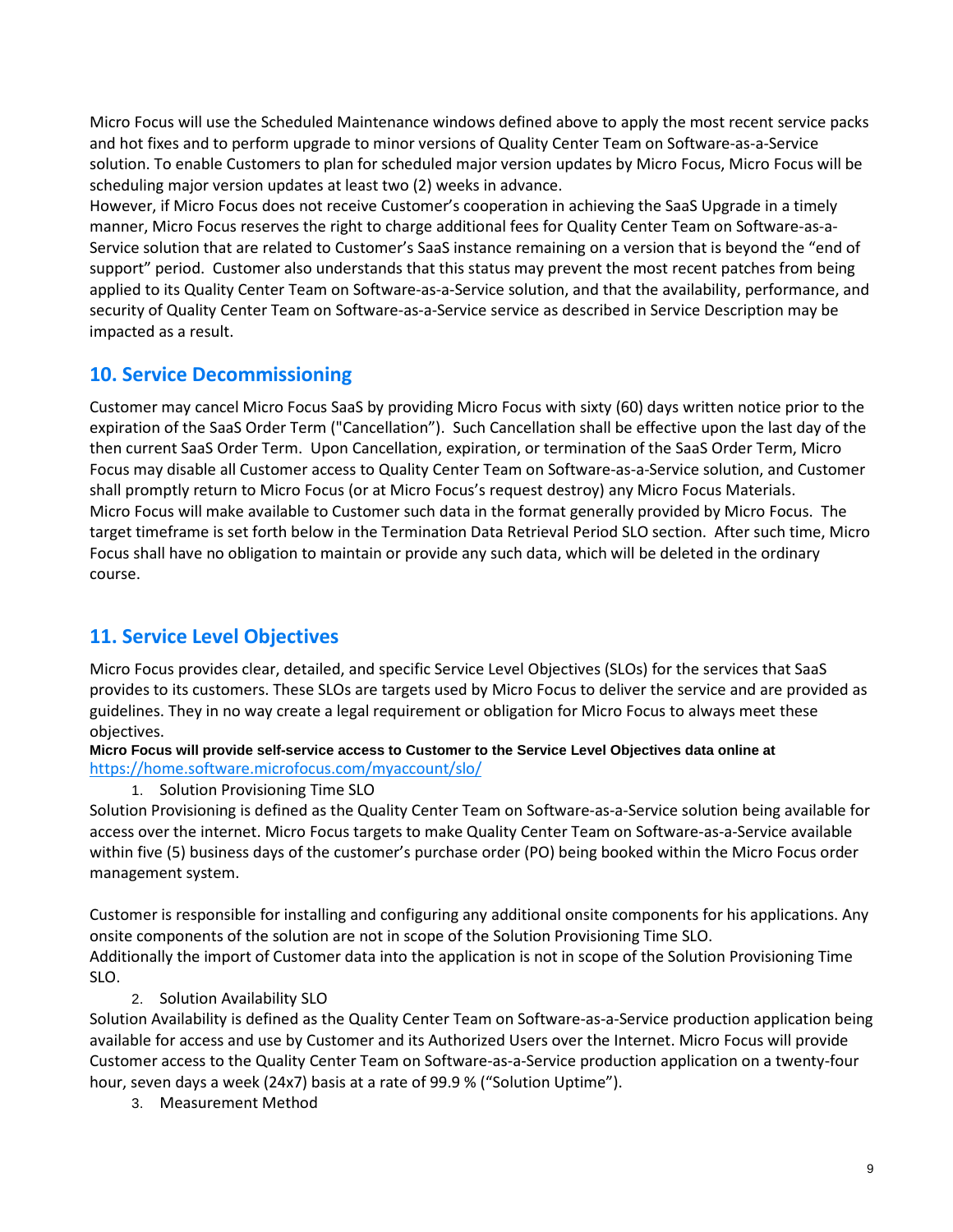Micro Focus will use the Scheduled Maintenance windows defined above to apply the most recent service packs and hot fixes and to perform upgrade to minor versions of Quality Center Team on Software-as-a-Service solution. To enable Customers to plan for scheduled major version updates by Micro Focus, Micro Focus will be scheduling major version updates at least two (2) weeks in advance.
However, if Micro Focus does not receive Customer's cooperation in achieving the SaaS Upgrade in a timely manner, Micro Focus reserves the right to charge additional fees for Quality Center Team on Software-as-a-Service solution that are related to Customer's SaaS instance remaining on a version that is beyond the "end of support" period. Customer also understands that this status may prevent the most recent patches from being applied to its Quality Center Team on Software-as-a-Service solution, and that the availability, performance, and security of Quality Center Team on Software-as-a-Service service as described in Service Description may be impacted as a result.

## 10. Service Decommissioning

Customer may cancel Micro Focus SaaS by providing Micro Focus with sixty (60) days written notice prior to the expiration of the SaaS Order Term ("Cancellation"). Such Cancellation shall be effective upon the last day of the then current SaaS Order Term. Upon Cancellation, expiration, or termination of the SaaS Order Term, Micro Focus may disable all Customer access to Quality Center Team on Software-as-a-Service solution, and Customer shall promptly return to Micro Focus (or at Micro Focus's request destroy) any Micro Focus Materials.
Micro Focus will make available to Customer such data in the format generally provided by Micro Focus. The target timeframe is set forth below in the Termination Data Retrieval Period SLO section. After such time, Micro Focus shall have no obligation to maintain or provide any such data, which will be deleted in the ordinary course.

## 11. Service Level Objectives

Micro Focus provides clear, detailed, and specific Service Level Objectives (SLOs) for the services that SaaS provides to its customers. These SLOs are targets used by Micro Focus to deliver the service and are provided as guidelines. They in no way create a legal requirement or obligation for Micro Focus to always meet these objectives.

**Micro Focus will provide self-service access to Customer to the Service Level Objectives data online at** https://home.software.microfocus.com/myaccount/slo/

1. Solution Provisioning Time SLO

Solution Provisioning is defined as the Quality Center Team on Software-as-a-Service solution being available for access over the internet. Micro Focus targets to make Quality Center Team on Software-as-a-Service available within five (5) business days of the customer's purchase order (PO) being booked within the Micro Focus order management system.

Customer is responsible for installing and configuring any additional onsite components for his applications. Any onsite components of the solution are not in scope of the Solution Provisioning Time SLO.
Additionally the import of Customer data into the application is not in scope of the Solution Provisioning Time SLO.

2. Solution Availability SLO

Solution Availability is defined as the Quality Center Team on Software-as-a-Service production application being available for access and use by Customer and its Authorized Users over the Internet. Micro Focus will provide Customer access to the Quality Center Team on Software-as-a-Service production application on a twenty-four hour, seven days a week (24x7) basis at a rate of 99.9 % ("Solution Uptime").

3. Measurement Method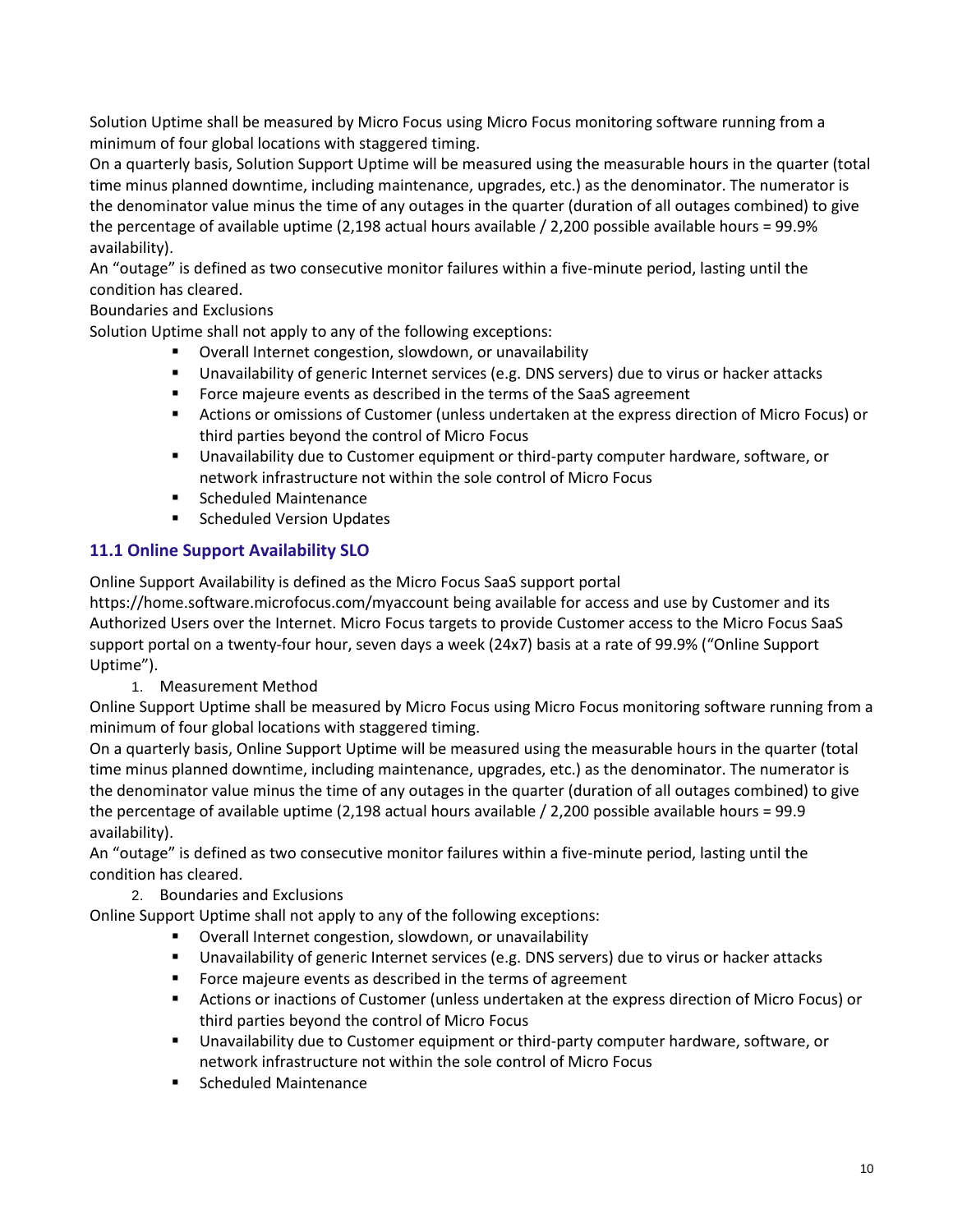Solution Uptime shall be measured by Micro Focus using Micro Focus monitoring software running from a minimum of four global locations with staggered timing.

On a quarterly basis, Solution Support Uptime will be measured using the measurable hours in the quarter (total time minus planned downtime, including maintenance, upgrades, etc.) as the denominator. The numerator is the denominator value minus the time of any outages in the quarter (duration of all outages combined) to give the percentage of available uptime (2,198 actual hours available / 2,200 possible available hours = 99.9% availability).

An "outage" is defined as two consecutive monitor failures within a five-minute period, lasting until the condition has cleared.

Boundaries and Exclusions

Solution Uptime shall not apply to any of the following exceptions:

- Overall Internet congestion, slowdown, or unavailability
- Unavailability of generic Internet services (e.g. DNS servers) due to virus or hacker attacks
- Force majeure events as described in the terms of the SaaS agreement
- Actions or omissions of Customer (unless undertaken at the express direction of Micro Focus) or third parties beyond the control of Micro Focus
- Unavailability due to Customer equipment or third-party computer hardware, software, or network infrastructure not within the sole control of Micro Focus
- Scheduled Maintenance
- Scheduled Version Updates

### 11.1 Online Support Availability SLO

Online Support Availability is defined as the Micro Focus SaaS support portal https://home.software.microfocus.com/myaccount being available for access and use by Customer and its Authorized Users over the Internet. Micro Focus targets to provide Customer access to the Micro Focus SaaS support portal on a twenty-four hour, seven days a week (24x7) basis at a rate of 99.9% ("Online Support Uptime").

1. Measurement Method

Online Support Uptime shall be measured by Micro Focus using Micro Focus monitoring software running from a minimum of four global locations with staggered timing.

On a quarterly basis, Online Support Uptime will be measured using the measurable hours in the quarter (total time minus planned downtime, including maintenance, upgrades, etc.) as the denominator. The numerator is the denominator value minus the time of any outages in the quarter (duration of all outages combined) to give the percentage of available uptime (2,198 actual hours available / 2,200 possible available hours = 99.9 availability).

An "outage" is defined as two consecutive monitor failures within a five-minute period, lasting until the condition has cleared.

2. Boundaries and Exclusions

Online Support Uptime shall not apply to any of the following exceptions:

- Overall Internet congestion, slowdown, or unavailability
- Unavailability of generic Internet services (e.g. DNS servers) due to virus or hacker attacks
- Force majeure events as described in the terms of agreement
- Actions or inactions of Customer (unless undertaken at the express direction of Micro Focus) or third parties beyond the control of Micro Focus
- Unavailability due to Customer equipment or third-party computer hardware, software, or network infrastructure not within the sole control of Micro Focus
- Scheduled Maintenance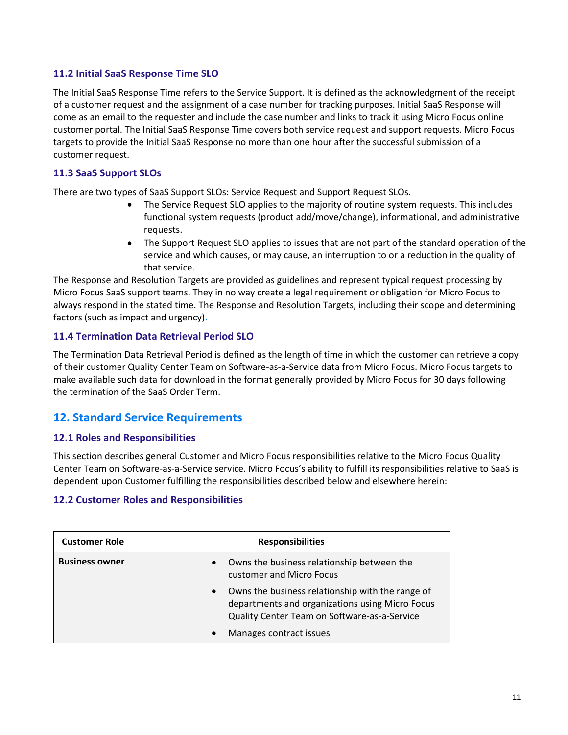### 11.2 Initial SaaS Response Time SLO

The Initial SaaS Response Time refers to the Service Support. It is defined as the acknowledgment of the receipt of a customer request and the assignment of a case number for tracking purposes. Initial SaaS Response will come as an email to the requester and include the case number and links to track it using Micro Focus online customer portal. The Initial SaaS Response Time covers both service request and support requests. Micro Focus targets to provide the Initial SaaS Response no more than one hour after the successful submission of a customer request.

### 11.3 SaaS Support SLOs

There are two types of SaaS Support SLOs: Service Request and Support Request SLOs.

- The Service Request SLO applies to the majority of routine system requests. This includes functional system requests (product add/move/change), informational, and administrative requests.
- The Support Request SLO applies to issues that are not part of the standard operation of the service and which causes, or may cause, an interruption to or a reduction in the quality of that service.

The Response and Resolution Targets are provided as guidelines and represent typical request processing by Micro Focus SaaS support teams. They in no way create a legal requirement or obligation for Micro Focus to always respond in the stated time. The Response and Resolution Targets, including their scope and determining factors (such as impact and urgency).

### 11.4 Termination Data Retrieval Period SLO

The Termination Data Retrieval Period is defined as the length of time in which the customer can retrieve a copy of their customer Quality Center Team on Software-as-a-Service data from Micro Focus. Micro Focus targets to make available such data for download in the format generally provided by Micro Focus for 30 days following the termination of the SaaS Order Term.

## 12. Standard Service Requirements

### 12.1 Roles and Responsibilities

This section describes general Customer and Micro Focus responsibilities relative to the Micro Focus Quality Center Team on Software-as-a-Service service. Micro Focus's ability to fulfill its responsibilities relative to SaaS is dependent upon Customer fulfilling the responsibilities described below and elsewhere herein:

### 12.2 Customer Roles and Responsibilities

| Customer Role | Responsibilities |
|---|---|
| **Business owner** | • Owns the business relationship between the customer and Micro Focus<br>• Owns the business relationship with the range of departments and organizations using Micro Focus Quality Center Team on Software-as-a-Service<br>• Manages contract issues |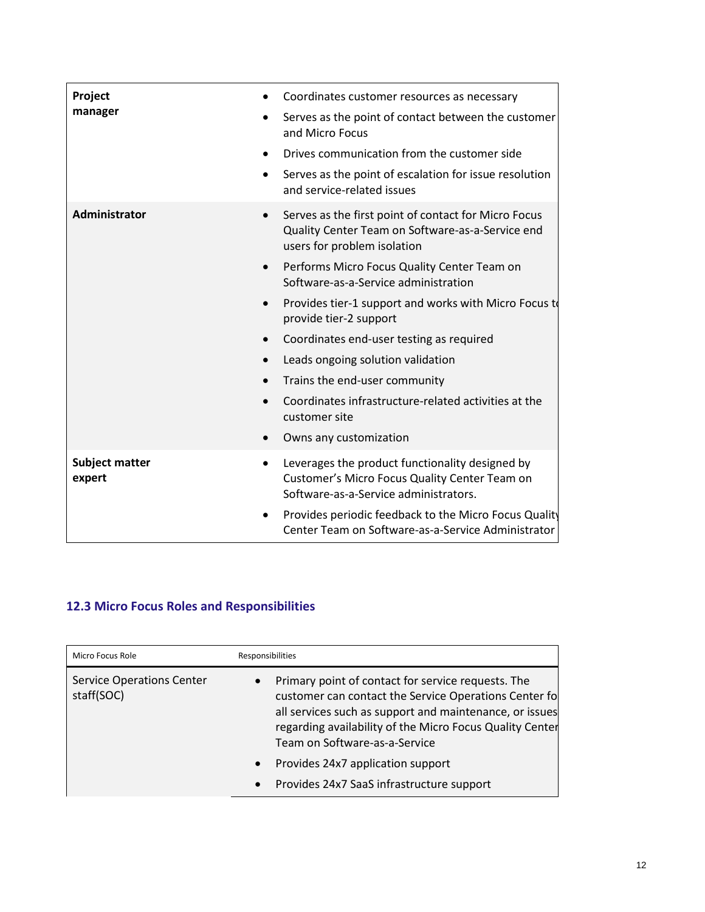| | |
|---|---|
| **Project manager** | • Coordinates customer resources as necessary<br>• Serves as the point of contact between the customer and Micro Focus<br>• Drives communication from the customer side<br>• Serves as the point of escalation for issue resolution and service-related issues |
| **Administrator** | • Serves as the first point of contact for Micro Focus Quality Center Team on Software-as-a-Service end users for problem isolation<br>• Performs Micro Focus Quality Center Team on Software-as-a-Service administration<br>• Provides tier-1 support and works with Micro Focus to provide tier-2 support<br>• Coordinates end-user testing as required<br>• Leads ongoing solution validation<br>• Trains the end-user community<br>• Coordinates infrastructure-related activities at the customer site<br>• Owns any customization |
| **Subject matter expert** | • Leverages the product functionality designed by Customer's Micro Focus Quality Center Team on Software-as-a-Service administrators.<br>• Provides periodic feedback to the Micro Focus Quality Center Team on Software-as-a-Service Administrator |

### 12.3 Micro Focus Roles and Responsibilities

| Micro Focus Role | Responsibilities |
|---|---|
| Service Operations Center staff(SOC) | • Primary point of contact for service requests. The customer can contact the Service Operations Center for all services such as support and maintenance, or issues regarding availability of the Micro Focus Quality Center Team on Software-as-a-Service<br>• Provides 24x7 application support<br>• Provides 24x7 SaaS infrastructure support |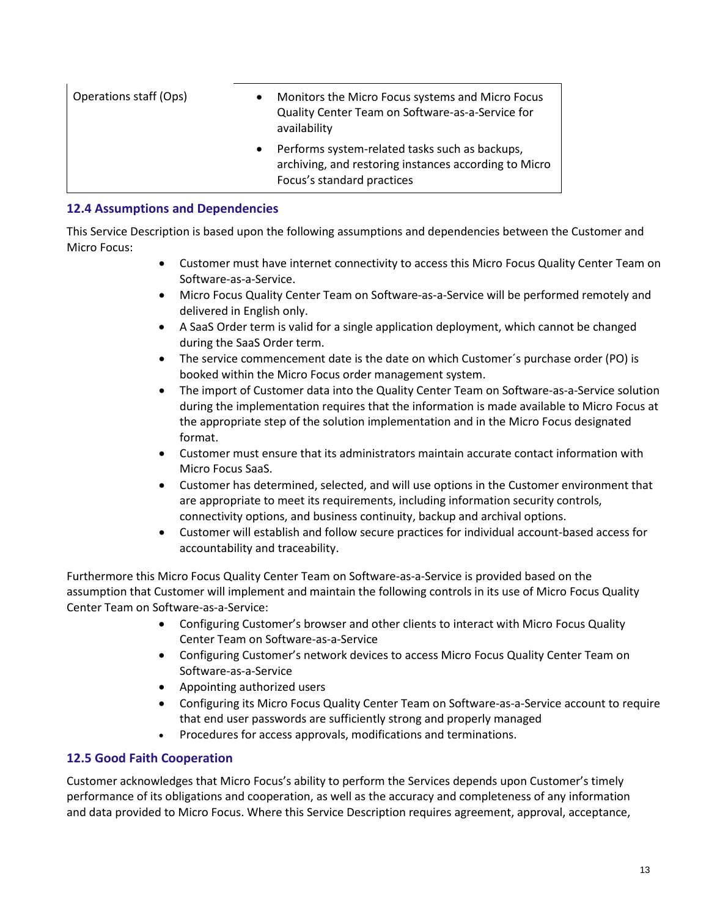| Operations staff (Ops) | • Monitors the Micro Focus systems and Micro Focus Quality Center Team on Software-as-a-Service for availability<br>• Performs system-related tasks such as backups, archiving, and restoring instances according to Micro Focus's standard practices |
|---|---|

### 12.4 Assumptions and Dependencies

This Service Description is based upon the following assumptions and dependencies between the Customer and Micro Focus:

- Customer must have internet connectivity to access this Micro Focus Quality Center Team on Software-as-a-Service.
- Micro Focus Quality Center Team on Software-as-a-Service will be performed remotely and delivered in English only.
- A SaaS Order term is valid for a single application deployment, which cannot be changed during the SaaS Order term.
- The service commencement date is the date on which Customer´s purchase order (PO) is booked within the Micro Focus order management system.
- The import of Customer data into the Quality Center Team on Software-as-a-Service solution during the implementation requires that the information is made available to Micro Focus at the appropriate step of the solution implementation and in the Micro Focus designated format.
- Customer must ensure that its administrators maintain accurate contact information with Micro Focus SaaS.
- Customer has determined, selected, and will use options in the Customer environment that are appropriate to meet its requirements, including information security controls, connectivity options, and business continuity, backup and archival options.
- Customer will establish and follow secure practices for individual account-based access for accountability and traceability.

Furthermore this Micro Focus Quality Center Team on Software-as-a-Service is provided based on the assumption that Customer will implement and maintain the following controls in its use of Micro Focus Quality Center Team on Software-as-a-Service:

- Configuring Customer's browser and other clients to interact with Micro Focus Quality Center Team on Software-as-a-Service
- Configuring Customer's network devices to access Micro Focus Quality Center Team on Software-as-a-Service
- Appointing authorized users
- Configuring its Micro Focus Quality Center Team on Software-as-a-Service account to require that end user passwords are sufficiently strong and properly managed
- Procedures for access approvals, modifications and terminations.

### 12.5 Good Faith Cooperation

Customer acknowledges that Micro Focus's ability to perform the Services depends upon Customer's timely performance of its obligations and cooperation, as well as the accuracy and completeness of any information and data provided to Micro Focus. Where this Service Description requires agreement, approval, acceptance,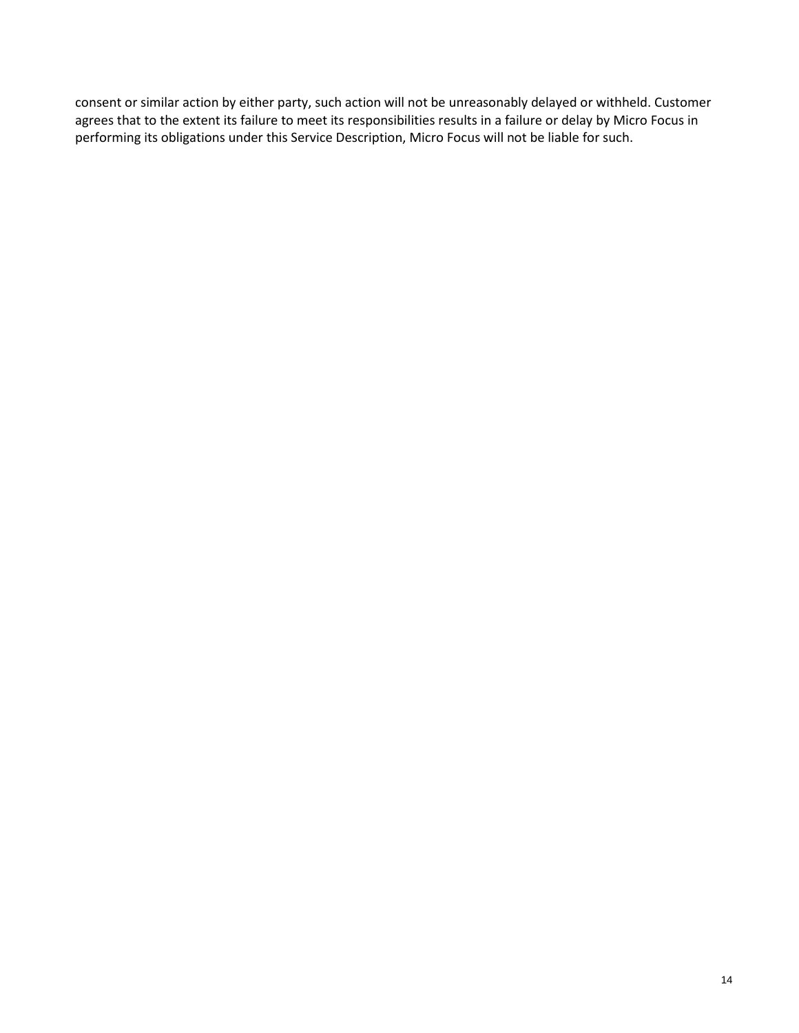consent or similar action by either party, such action will not be unreasonably delayed or withheld. Customer agrees that to the extent its failure to meet its responsibilities results in a failure or delay by Micro Focus in performing its obligations under this Service Description, Micro Focus will not be liable for such.